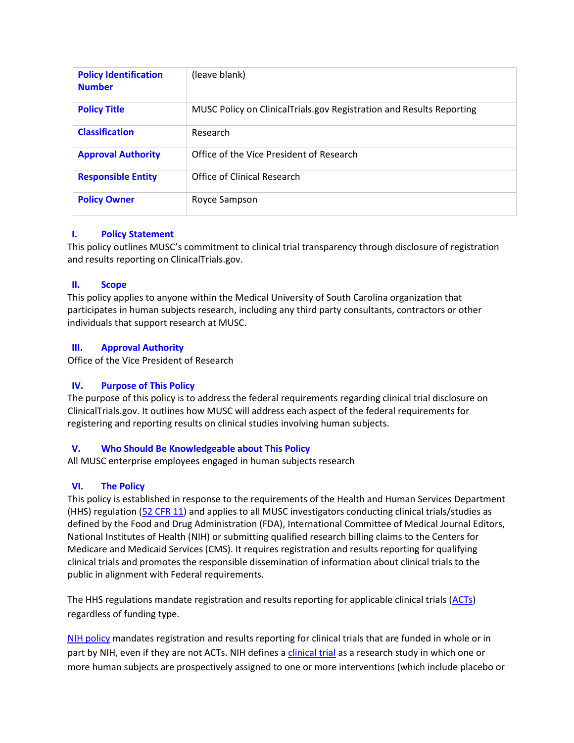| Policy Identification Number | (leave blank) |
|---|---|
| Policy Title | MUSC Policy on ClinicalTrials.gov Registration and Results Reporting |
| Classification | Research |
| Approval Authority | Office of the Vice President of Research |
| Responsible Entity | Office of Clinical Research |
| Policy Owner | Royce Sampson |

## I. Policy Statement

This policy outlines MUSC's commitment to clinical trial transparency through disclosure of registration and results reporting on ClinicalTrials.gov.

## II. Scope

This policy applies to anyone within the Medical University of South Carolina organization that participates in human subjects research, including any third party consultants, contractors or other individuals that support research at MUSC.

## III. Approval Authority

Office of the Vice President of Research

## IV. Purpose of This Policy

The purpose of this policy is to address the federal requirements regarding clinical trial disclosure on ClinicalTrials.gov. It outlines how MUSC will address each aspect of the federal requirements for registering and reporting results on clinical studies involving human subjects.

## V. Who Should Be Knowledgeable about This Policy

All MUSC enterprise employees engaged in human subjects research

## VI. The Policy

This policy is established in response to the requirements of the Health and Human Services Department (HHS) regulation (52 CFR 11) and applies to all MUSC investigators conducting clinical trials/studies as defined by the Food and Drug Administration (FDA), International Committee of Medical Journal Editors, National Institutes of Health (NIH) or submitting qualified research billing claims to the Centers for Medicare and Medicaid Services (CMS). It requires registration and results reporting for qualifying clinical trials and promotes the responsible dissemination of information about clinical trials to the public in alignment with Federal requirements.

The HHS regulations mandate registration and results reporting for applicable clinical trials (ACTs) regardless of funding type.

NIH policy mandates registration and results reporting for clinical trials that are funded in whole or in part by NIH, even if they are not ACTs. NIH defines a clinical trial as a research study in which one or more human subjects are prospectively assigned to one or more interventions (which include placebo or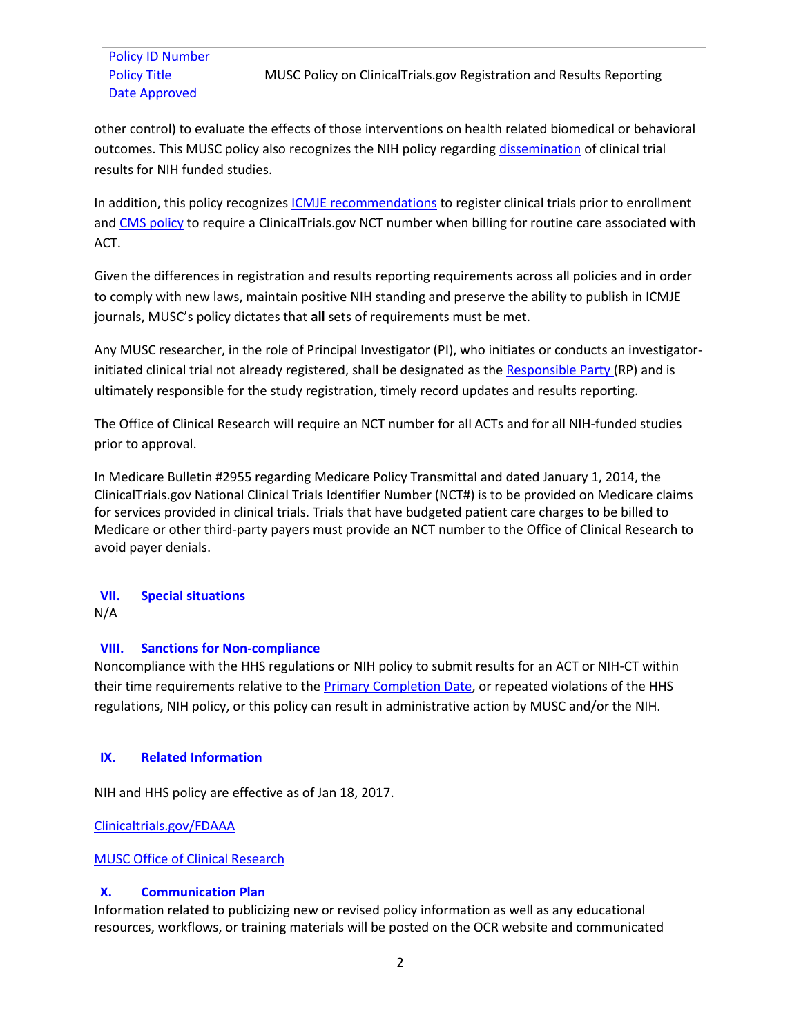| Policy ID Number | |
| --- | --- |
| Policy Title | MUSC Policy on ClinicalTrials.gov Registration and Results Reporting |
| Date Approved | |

other control) to evaluate the effects of those interventions on health related biomedical or behavioral outcomes. This MUSC policy also recognizes the NIH policy regarding dissemination of clinical trial results for NIH funded studies.

In addition, this policy recognizes ICMJE recommendations to register clinical trials prior to enrollment and CMS policy to require a ClinicalTrials.gov NCT number when billing for routine care associated with ACT.

Given the differences in registration and results reporting requirements across all policies and in order to comply with new laws, maintain positive NIH standing and preserve the ability to publish in ICMJE journals, MUSC's policy dictates that **all** sets of requirements must be met.

Any MUSC researcher, in the role of Principal Investigator (PI), who initiates or conducts an investigator-initiated clinical trial not already registered, shall be designated as the Responsible Party (RP) and is ultimately responsible for the study registration, timely record updates and results reporting.

The Office of Clinical Research will require an NCT number for all ACTs and for all NIH-funded studies prior to approval.

In Medicare Bulletin #2955 regarding Medicare Policy Transmittal and dated January 1, 2014, the ClinicalTrials.gov National Clinical Trials Identifier Number (NCT#) is to be provided on Medicare claims for services provided in clinical trials. Trials that have budgeted patient care charges to be billed to Medicare or other third-party payers must provide an NCT number to the Office of Clinical Research to avoid payer denials.

## VII. Special situations

N/A

## VIII. Sanctions for Non-compliance

Noncompliance with the HHS regulations or NIH policy to submit results for an ACT or NIH-CT within their time requirements relative to the Primary Completion Date, or repeated violations of the HHS regulations, NIH policy, or this policy can result in administrative action by MUSC and/or the NIH.

## IX. Related Information

NIH and HHS policy are effective as of Jan 18, 2017.

Clinicaltrials.gov/FDAAA

MUSC Office of Clinical Research

## X. Communication Plan

Information related to publicizing new or revised policy information as well as any educational resources, workflows, or training materials will be posted on the OCR website and communicated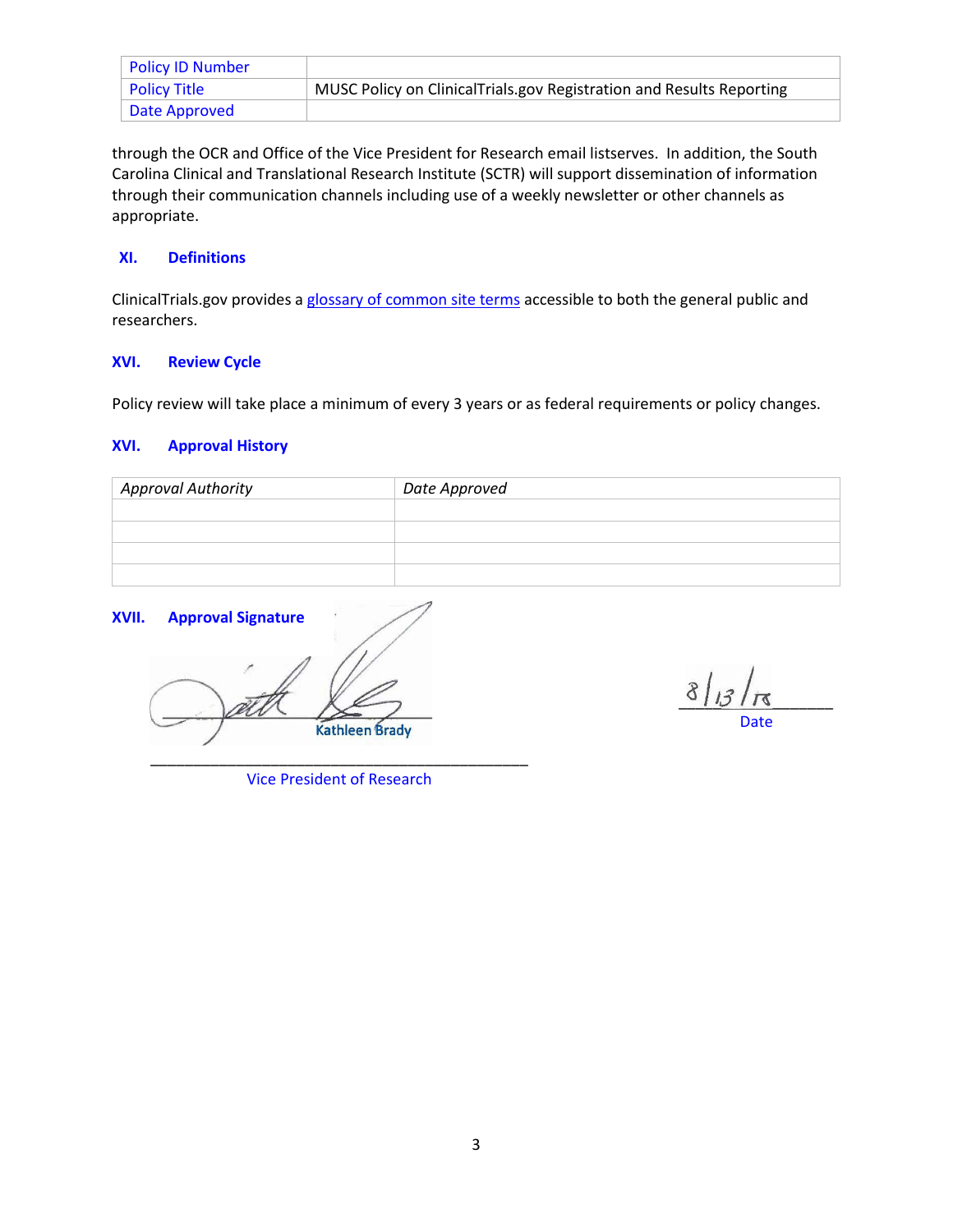| Policy ID Number | |
|---|---|
| Policy Title | MUSC Policy on ClinicalTrials.gov Registration and Results Reporting |
| Date Approved | |

through the OCR and Office of the Vice President for Research email listserves. In addition, the South Carolina Clinical and Translational Research Institute (SCTR) will support dissemination of information through their communication channels including use of a weekly newsletter or other channels as appropriate.

## XI. Definitions

ClinicalTrials.gov provides a glossary of common site terms accessible to both the general public and researchers.

## XVI. Review Cycle

Policy review will take place a minimum of every 3 years or as federal requirements or policy changes.

## XVI. Approval History

| *Approval Authority* | *Date Approved* |
|---|---|
| | |
| | |
| | |
| | |

## XVII. Approval Signature

Kathleen Brady

Vice President of Research

8/13/18

Date